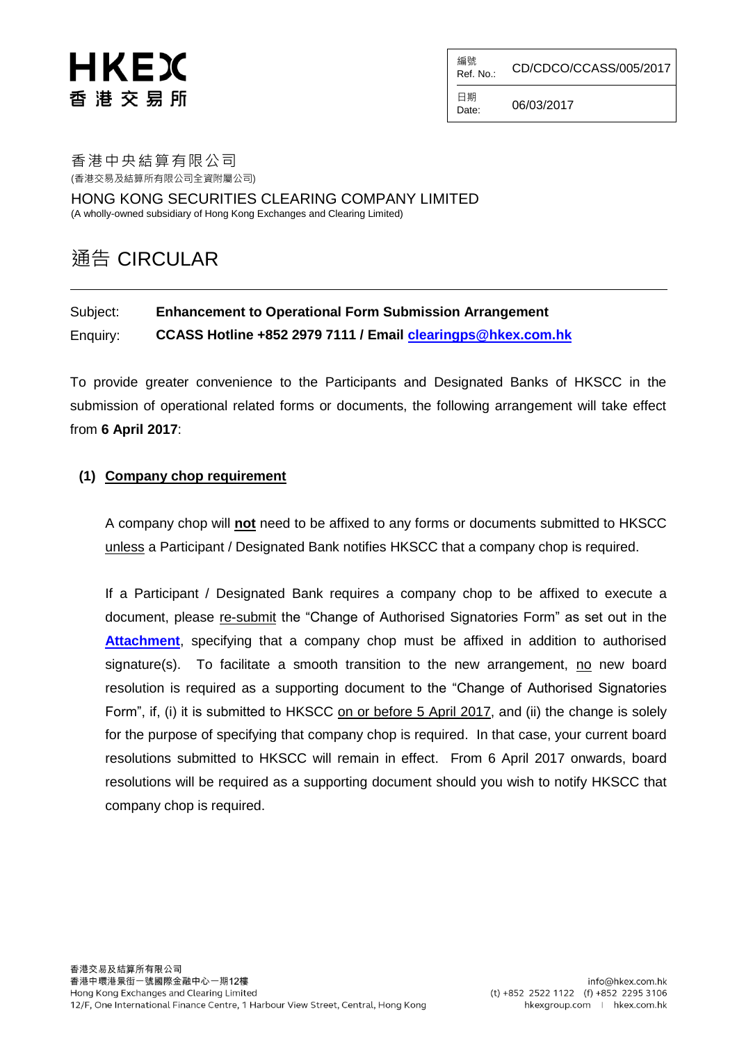HKEX
香港交易所

| 編號 Ref. No.: | CD/CDCO/CCASS/005/2017 |
| --- | --- |
| 日期 Date: | 06/03/2017 |

香港中央結算有限公司
(香港交易及結算所有限公司全資附屬公司)

HONG KONG SECURITIES CLEARING COMPANY LIMITED
(A wholly-owned subsidiary of Hong Kong Exchanges and Clearing Limited)

# 通告 CIRCULAR

---

Subject: **Enhancement to Operational Form Submission Arrangement**

Enquiry: **CCASS Hotline +852 2979 7111 / Email clearingps@hkex.com.hk**

To provide greater convenience to the Participants and Designated Banks of HKSCC in the submission of operational related forms or documents, the following arrangement will take effect from **6 April 2017**:

## (1) Company chop requirement

A company chop will **not** need to be affixed to any forms or documents submitted to HKSCC unless a Participant / Designated Bank notifies HKSCC that a company chop is required.

If a Participant / Designated Bank requires a company chop to be affixed to execute a document, please re-submit the "Change of Authorised Signatories Form" as set out in the **Attachment**, specifying that a company chop must be affixed in addition to authorised signature(s). To facilitate a smooth transition to the new arrangement, no new board resolution is required as a supporting document to the "Change of Authorised Signatories Form", if, (i) it is submitted to HKSCC on or before 5 April 2017, and (ii) the change is solely for the purpose of specifying that company chop is required. In that case, your current board resolutions submitted to HKSCC will remain in effect. From 6 April 2017 onwards, board resolutions will be required as a supporting document should you wish to notify HKSCC that company chop is required.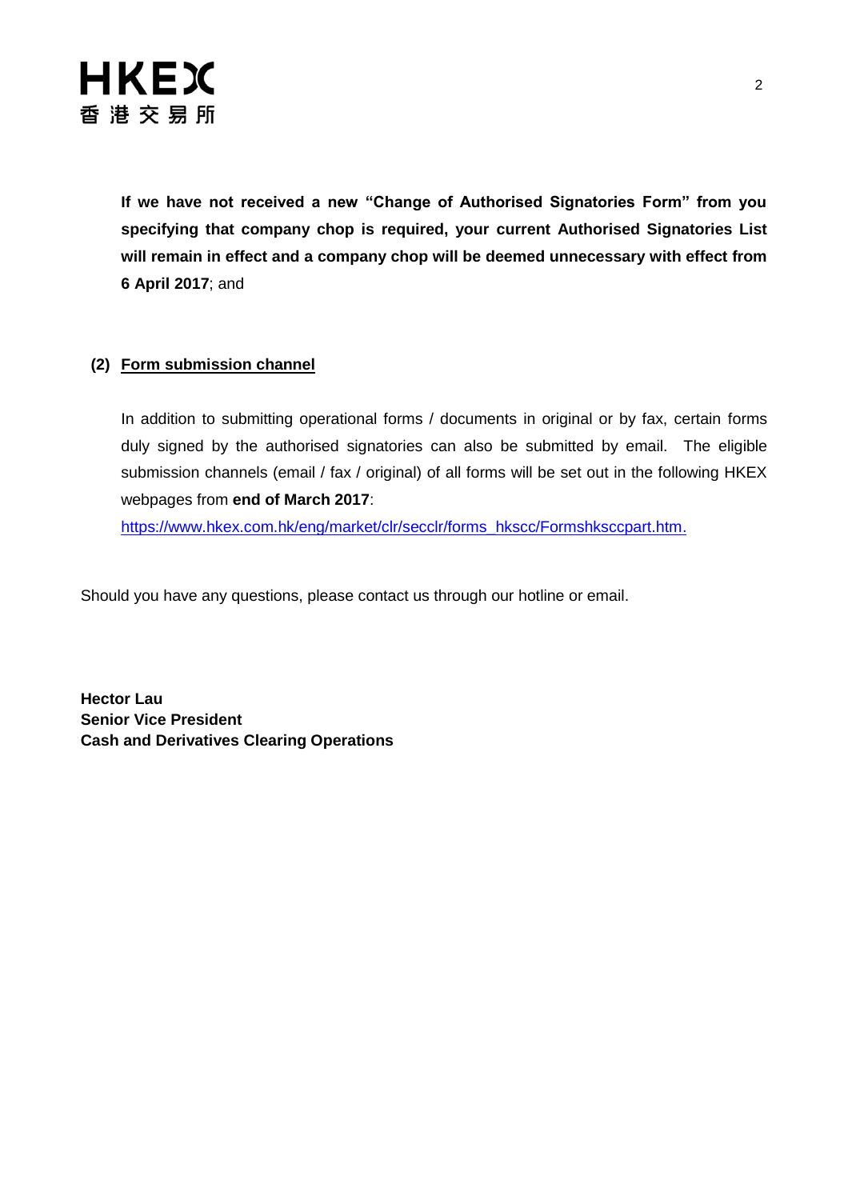**If we have not received a new "Change of Authorised Signatories Form" from you specifying that company chop is required, your current Authorised Signatories List will remain in effect and a company chop will be deemed unnecessary with effect from 6 April 2017**; and

**(2) Form submission channel**

In addition to submitting operational forms / documents in original or by fax, certain forms duly signed by the authorised signatories can also be submitted by email. The eligible submission channels (email / fax / original) of all forms will be set out in the following HKEX webpages from **end of March 2017**:

https://www.hkex.com.hk/eng/market/clr/secclr/forms_hkscc/Formshksccpart.htm.

Should you have any questions, please contact us through our hotline or email.

**Hector Lau**
**Senior Vice President**
**Cash and Derivatives Clearing Operations**